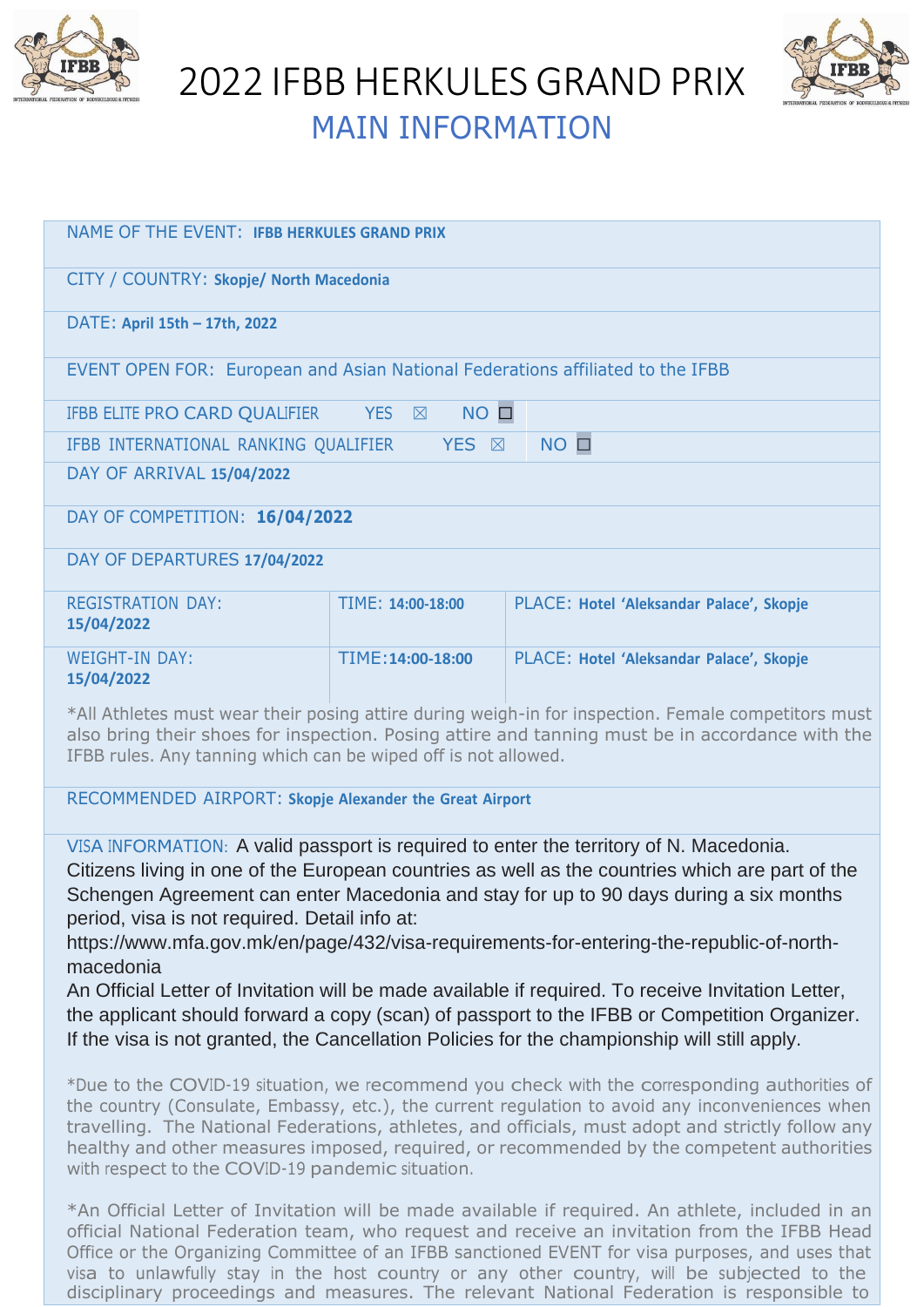# 2022 IFBB HERKULES GRAND PRIX

## MAIN INFORMATION

NAME OF THE EVENT: **IFBB HERKULES GRAND PRIX**

CITY / COUNTRY: **Skopje/ North Macedonia**

DATE: **April 15th – 17th, 2022**

EVENT OPEN FOR: European and Asian National Federations affiliated to the IFBB

IFBB ELITE PRO CARD QUALIFIER YES ☒ NO ☐

IFBB INTERNATIONAL RANKING QUALIFIER YES ☒ NO ☐

DAY OF ARRIVAL **15/04/2022**

DAY OF COMPETITION: **16/04/2022**

DAY OF DEPARTURES **17/04/2022**

| | | |
|---|---|---|
| REGISTRATION DAY: **15/04/2022** | TIME: **14:00-18:00** | PLACE: **Hotel 'Aleksandar Palace', Skopje** |
| WEIGHT-IN DAY: **15/04/2022** | TIME: **14:00-18:00** | PLACE: **Hotel 'Aleksandar Palace', Skopje** |

*All Athletes must wear their posing attire during weigh-in for inspection. Female competitors must also bring their shoes for inspection. Posing attire and tanning must be in accordance with the IFBB rules. Any tanning which can be wiped off is not allowed.

RECOMMENDED AIRPORT: **Skopje Alexander the Great Airport**

VISA INFORMATION: A valid passport is required to enter the territory of N. Macedonia. Citizens living in one of the European countries as well as the countries which are part of the Schengen Agreement can enter Macedonia and stay for up to 90 days during a six months period, visa is not required. Detail info at:
https://www.mfa.gov.mk/en/page/432/visa-requirements-for-entering-the-republic-of-north-macedonia
An Official Letter of Invitation will be made available if required. To receive Invitation Letter, the applicant should forward a copy (scan) of passport to the IFBB or Competition Organizer. If the visa is not granted, the Cancellation Policies for the championship will still apply.

*Due to the COVID-19 situation, we recommend you check with the corresponding authorities of the country (Consulate, Embassy, etc.), the current regulation to avoid any inconveniences when travelling. The National Federations, athletes, and officials, must adopt and strictly follow any healthy and other measures imposed, required, or recommended by the competent authorities with respect to the COVID-19 pandemic situation.

*An Official Letter of Invitation will be made available if required. An athlete, included in an official National Federation team, who request and receive an invitation from the IFBB Head Office or the Organizing Committee of an IFBB sanctioned EVENT for visa purposes, and uses that visa to unlawfully stay in the host country or any other country, will be subjected to the disciplinary proceedings and measures. The relevant National Federation is responsible to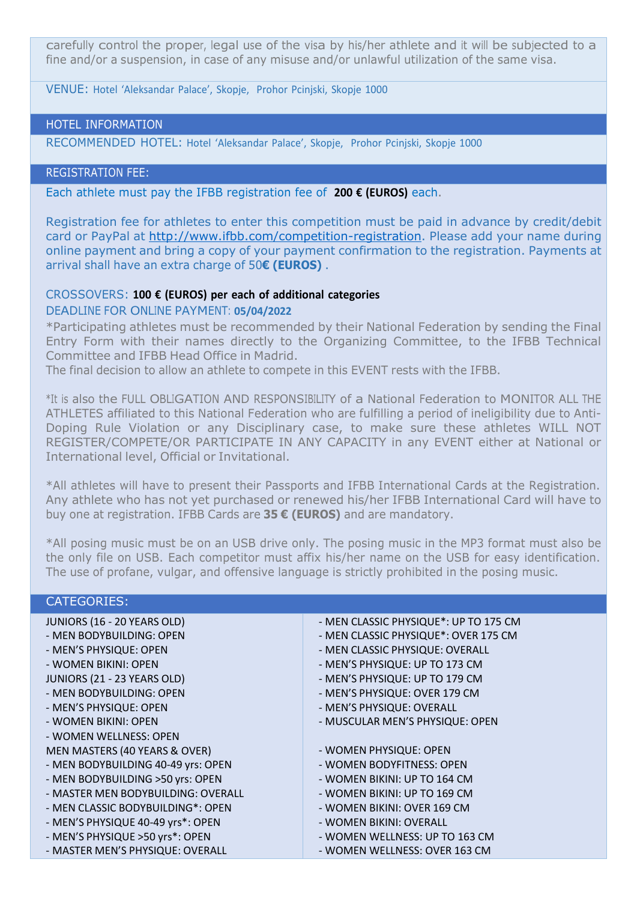carefully control the proper, legal use of the visa by his/her athlete and it will be subjected to a fine and/or a suspension, in case of any misuse and/or unlawful utilization of the same visa.

VENUE: Hotel 'Aleksandar Palace', Skopje, Prohor Pcinjski, Skopje 1000

## HOTEL INFORMATION

RECOMMENDED HOTEL: Hotel 'Aleksandar Palace', Skopje, Prohor Pcinjski, Skopje 1000

## REGISTRATION FEE:

Each athlete must pay the IFBB registration fee of **200 € (EUROS)** each.

Registration fee for athletes to enter this competition must be paid in advance by credit/debit card or PayPal at http://www.ifbb.com/competition-registration. Please add your name during online payment and bring a copy of your payment confirmation to the registration. Payments at arrival shall have an extra charge of 50**€ (EUROS)** .

CROSSOVERS: **100 € (EUROS) per each of additional categories**

DEADLINE FOR ONLINE PAYMENT: **05/04/2022**

*Participating athletes must be recommended by their National Federation by sending the Final Entry Form with their names directly to the Organizing Committee, to the IFBB Technical Committee and IFBB Head Office in Madrid.

The final decision to allow an athlete to compete in this EVENT rests with the IFBB.

*It is also the FULL OBLIGATION AND RESPONSIBILITY of a National Federation to MONITOR ALL THE ATHLETES affiliated to this National Federation who are fulfilling a period of ineligibility due to Anti-Doping Rule Violation or any Disciplinary case, to make sure these athletes WILL NOT REGISTER/COMPETE/OR PARTICIPATE IN ANY CAPACITY in any EVENT either at National or International level, Official or Invitational.

*All athletes will have to present their Passports and IFBB International Cards at the Registration. Any athlete who has not yet purchased or renewed his/her IFBB International Card will have to buy one at registration. IFBB Cards are **35 € (EUROS)** and are mandatory.

*All posing music must be on an USB drive only. The posing music in the MP3 format must also be the only file on USB. Each competitor must affix his/her name on the USB for easy identification. The use of profane, vulgar, and offensive language is strictly prohibited in the posing music.

## CATEGORIES:

JUNIORS (16 - 20 YEARS OLD)
- MEN BODYBUILDING: OPEN
- MEN'S PHYSIQUE: OPEN
- WOMEN BIKINI: OPEN

JUNIORS (21 - 23 YEARS OLD)
- MEN BODYBUILDING: OPEN
- MEN'S PHYSIQUE: OPEN
- WOMEN BIKINI: OPEN
- WOMEN WELLNESS: OPEN

MEN MASTERS (40 YEARS & OVER)
- MEN BODYBUILDING 40-49 yrs: OPEN
- MEN BODYBUILDING >50 yrs: OPEN
- MASTER MEN BODYBUILDING: OVERALL
- MEN CLASSIC BODYBUILDING*: OPEN
- MEN'S PHYSIQUE 40-49 yrs*: OPEN
- MEN'S PHYSIQUE >50 yrs*: OPEN
- MASTER MEN'S PHYSIQUE: OVERALL

- MEN CLASSIC PHYSIQUE*: UP TO 175 CM
- MEN CLASSIC PHYSIQUE*: OVER 175 CM
- MEN CLASSIC PHYSIQUE: OVERALL
- MEN'S PHYSIQUE: UP TO 173 CM
- MEN'S PHYSIQUE: UP TO 179 CM
- MEN'S PHYSIQUE: OVER 179 CM
- MEN'S PHYSIQUE: OVERALL
- MUSCULAR MEN'S PHYSIQUE: OPEN

- WOMEN PHYSIQUE: OPEN
- WOMEN BODYFITNESS: OPEN
- WOMEN BIKINI: UP TO 164 CM
- WOMEN BIKINI: UP TO 169 CM
- WOMEN BIKINI: OVER 169 CM
- WOMEN BIKINI: OVERALL
- WOMEN WELLNESS: UP TO 163 CM
- WOMEN WELLNESS: OVER 163 CM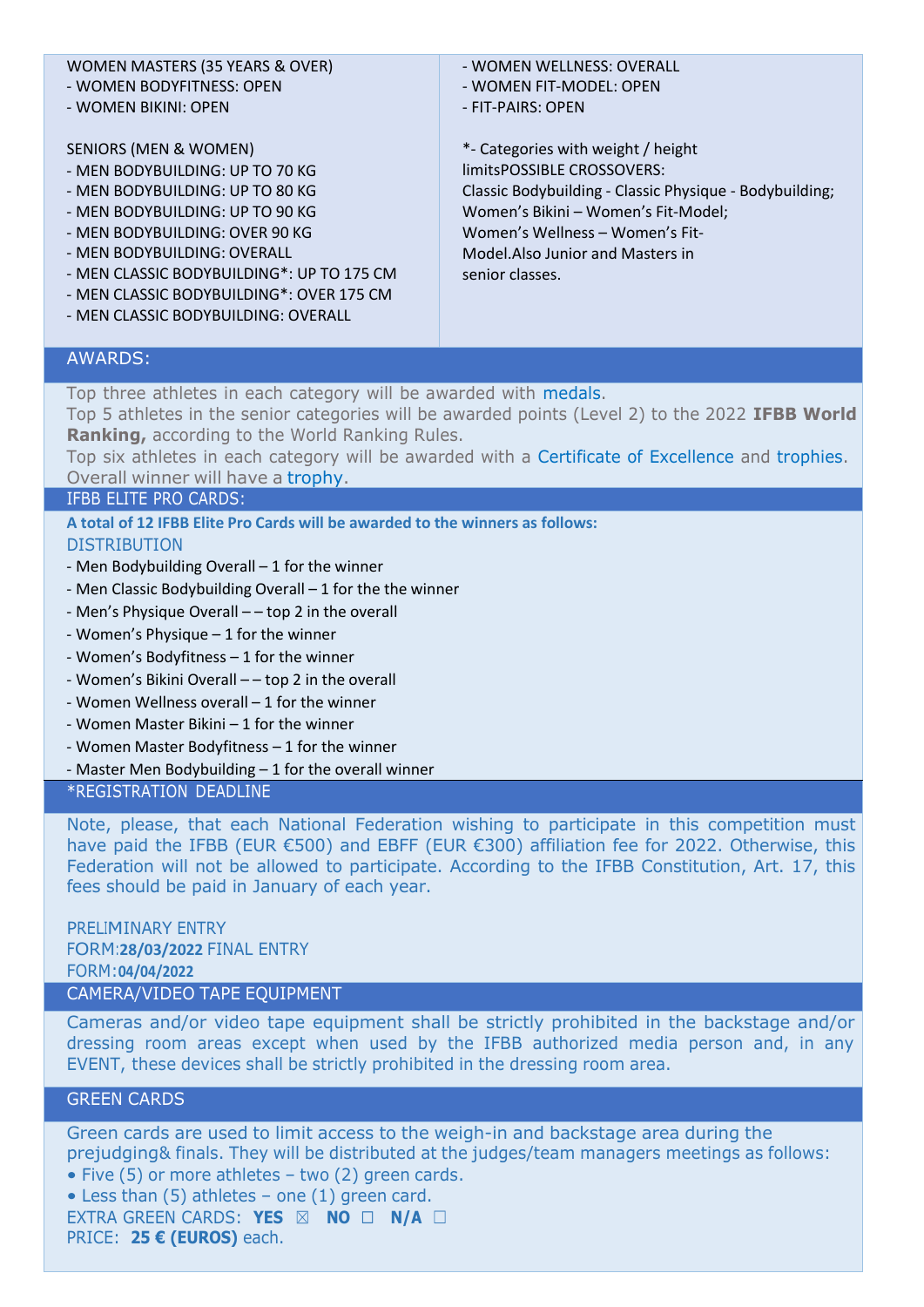WOMEN MASTERS (35 YEARS & OVER)
- WOMEN BODYFITNESS: OPEN
- WOMEN BIKINI: OPEN

SENIORS (MEN & WOMEN)
- MEN BODYBUILDING: UP TO 70 KG
- MEN BODYBUILDING: UP TO 80 KG
- MEN BODYBUILDING: UP TO 90 KG
- MEN BODYBUILDING: OVER 90 KG
- MEN BODYBUILDING: OVERALL
- MEN CLASSIC BODYBUILDING*: UP TO 175 CM
- MEN CLASSIC BODYBUILDING*: OVER 175 CM
- MEN CLASSIC BODYBUILDING: OVERALL

- WOMEN WELLNESS: OVERALL
- WOMEN FIT-MODEL: OPEN
- FIT-PAIRS: OPEN

*- Categories with weight / height limitsPOSSIBLE CROSSOVERS:
Classic Bodybuilding - Classic Physique - Bodybuilding;
Women's Bikini – Women's Fit-Model;
Women's Wellness – Women's Fit-Model.Also Junior and Masters in senior classes.

## AWARDS:

Top three athletes in each category will be awarded with medals.
Top 5 athletes in the senior categories will be awarded points (Level 2) to the 2022 **IFBB World Ranking,** according to the World Ranking Rules.
Top six athletes in each category will be awarded with a Certificate of Excellence and trophies.
Overall winner will have a trophy.

## IFBB ELITE PRO CARDS:

**A total of 12 IFBB Elite Pro Cards will be awarded to the winners as follows:**

DISTRIBUTION

- Men Bodybuilding Overall – 1 for the winner
- Men Classic Bodybuilding Overall – 1 for the the winner
- Men's Physique Overall – – top 2 in the overall
- Women's Physique – 1 for the winner
- Women's Bodyfitness – 1 for the winner
- Women's Bikini Overall – – top 2 in the overall
- Women Wellness overall – 1 for the winner
- Women Master Bikini – 1 for the winner
- Women Master Bodyfitness – 1 for the winner
- Master Men Bodybuilding – 1 for the overall winner

## *REGISTRATION DEADLINE

Note, please, that each National Federation wishing to participate in this competition must have paid the IFBB (EUR €500) and EBFF (EUR €300) affiliation fee for 2022. Otherwise, this Federation will not be allowed to participate. According to the IFBB Constitution, Art. 17, this fees should be paid in January of each year.

PRELIMINARY ENTRY FORM: **28/03/2022** FINAL ENTRY FORM: **04/04/2022**

## CAMERA/VIDEO TAPE EQUIPMENT

Cameras and/or video tape equipment shall be strictly prohibited in the backstage and/or dressing room areas except when used by the IFBB authorized media person and, in any EVENT, these devices shall be strictly prohibited in the dressing room area.

## GREEN CARDS

Green cards are used to limit access to the weigh-in and backstage area during the prejudging& finals. They will be distributed at the judges/team managers meetings as follows:

- Five (5) or more athletes – two (2) green cards.
- Less than (5) athletes – one (1) green card.

EXTRA GREEN CARDS: **YES** ☒ **NO** ☐ **N/A** ☐
PRICE: **25 € (EUROS)** each.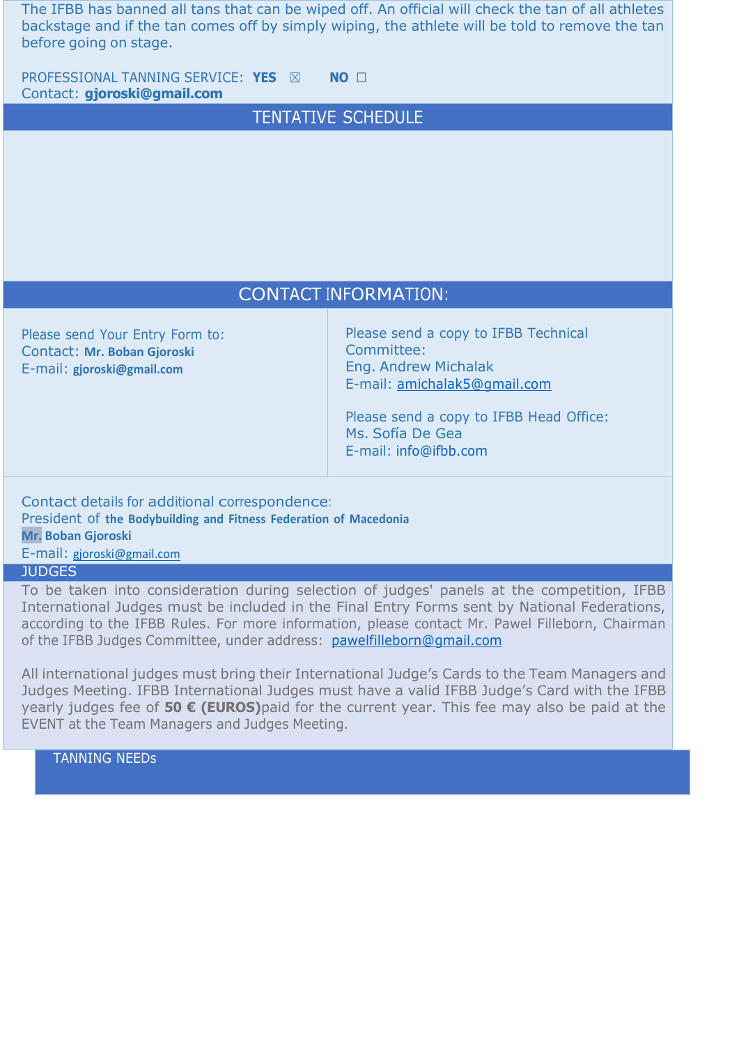The IFBB has banned all tans that can be wiped off. An official will check the tan of all athletes backstage and if the tan comes off by simply wiping, the athlete will be told to remove the tan before going on stage.

PROFESSIONAL TANNING SERVICE: **YES** ☒ **NO** ☐
Contact: **gjoroski@gmail.com**

## TENTATIVE SCHEDULE

## CONTACT INFORMATION:

Please send Your Entry Form to:
Contact: **Mr. Boban Gjoroski**
E-mail: **gjoroski@gmail.com**

Please send a copy to IFBB Technical Committee:
Eng. Andrew Michalak
E-mail: amichalak5@gmail.com

Please send a copy to IFBB Head Office:
Ms. Sofía De Gea
E-mail: info@ifbb.com

Contact details for additional correspondence:
President of **the Bodybuilding and Fitness Federation of Macedonia**
**Mr. Boban Gjoroski**
E-mail: gjoroski@gmail.com

## JUDGES

To be taken into consideration during selection of judges' panels at the competition, IFBB International Judges must be included in the Final Entry Forms sent by National Federations, according to the IFBB Rules. For more information, please contact Mr. Pawel Filleborn, Chairman of the IFBB Judges Committee, under address: pawelfilleborn@gmail.com

All international judges must bring their International Judge's Cards to the Team Managers and Judges Meeting. IFBB International Judges must have a valid IFBB Judge's Card with the IFBB yearly judges fee of **50 € (EUROS)**paid for the current year. This fee may also be paid at the EVENT at the Team Managers and Judges Meeting.

## TANNING NEEDs